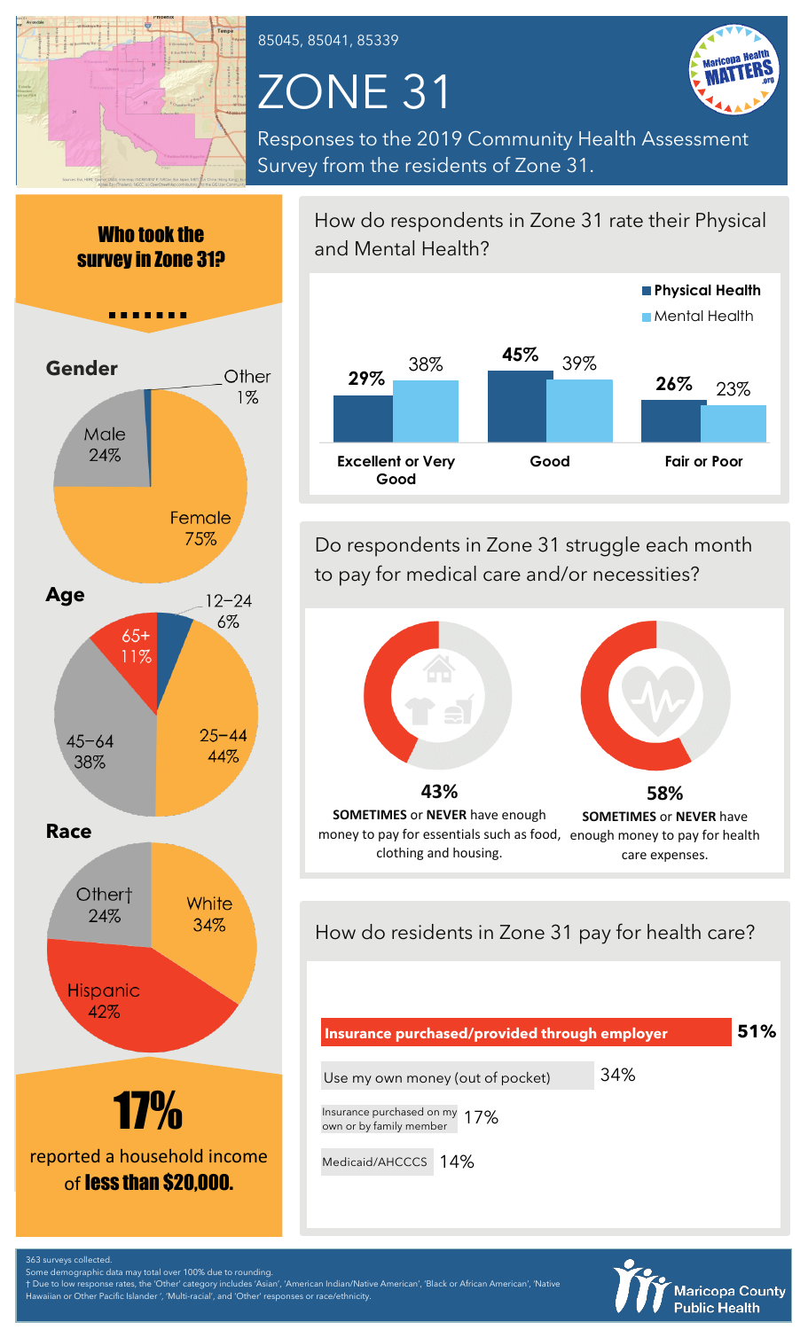85045, 85041, 85339

# ZONE 31

Responses to the 2019 Community Health Assessment Survey from the residents of Zone 31.

## Who took the survey in Zone 31?

**Gender**

Other 1%
Male 24%
Female 75%

**Age**

12–24 6%
25–44 44%
45–64 38%
65+ 11%

**Race**

Other† 24%
White 34%
Hispanic 42%

**17%**

reported a household income of **less than $20,000.**

## How do respondents in Zone 31 rate their Physical and Mental Health?

Physical Health
Mental Health

Excellent or Very Good: **29%** 38%
Good: **45%** 39%
Fair or Poor: **26%** 23%

## Do respondents in Zone 31 struggle each month to pay for medical care and/or necessities?

**43%**
**SOMETIMES** or **NEVER** have enough money to pay for essentials such as food, clothing and housing.

**58%**
**SOMETIMES** or **NEVER** have enough money to pay for health care expenses.

## How do residents in Zone 31 pay for health care?

**Insurance purchased/provided through employer** **51%**
Use my own money (out of pocket) 34%
Insurance purchased on my own or by family member 17%
Medicaid/AHCCCS 14%

363 surveys collected.
Some demographic data may total over 100% due to rounding.
† Due to low response rates, the 'Other' category includes 'Asian', 'American Indian/Native American', 'Black or African American', 'Native Hawaiian or Other Pacific Islander', 'Multi-racial', and 'Other' responses or race/ethnicity.

Maricopa County Public Health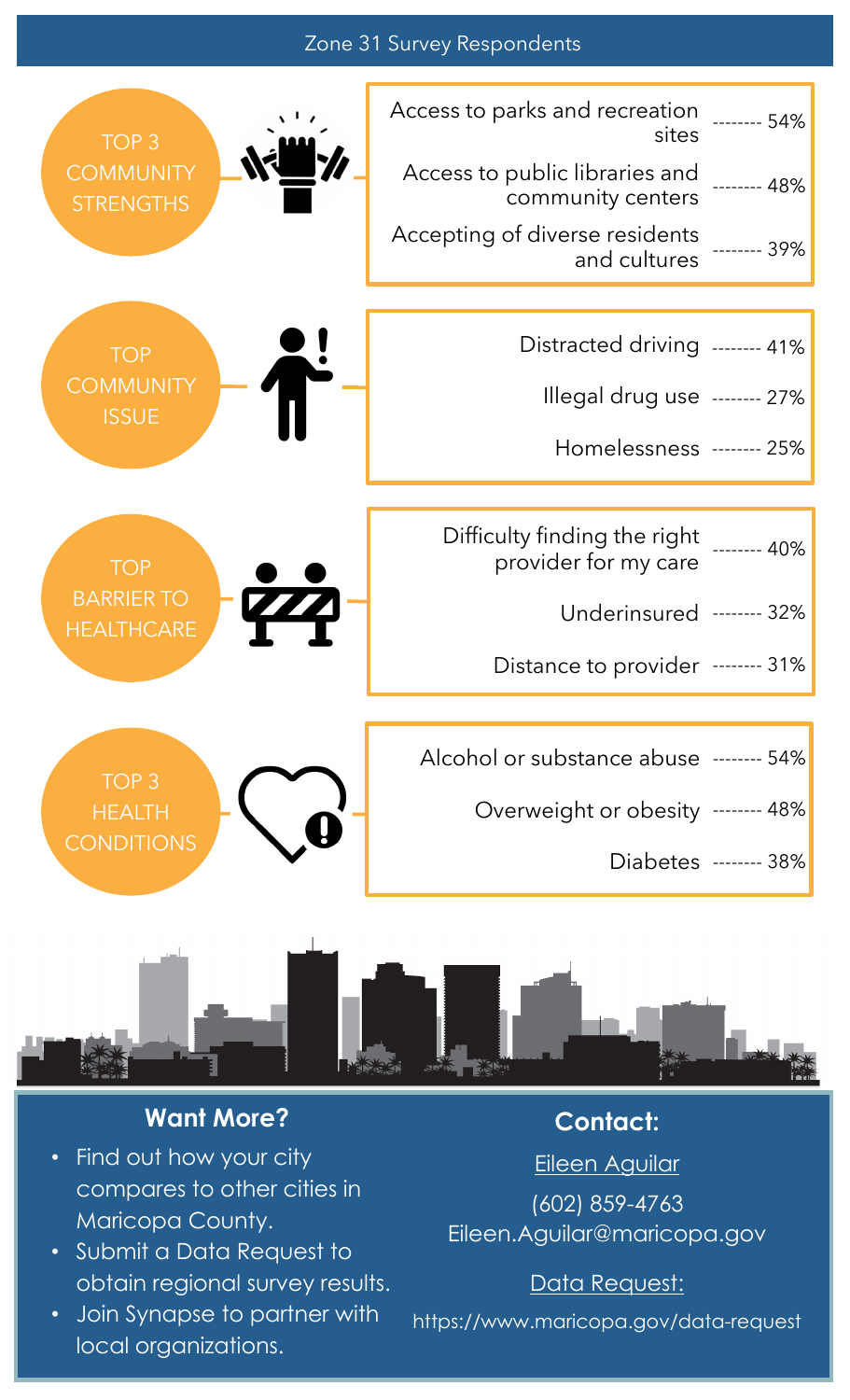# Zone 31 Survey Respondents

## TOP 3 COMMUNITY STRENGTHS

- Access to parks and recreation sites -------- 54%
- Access to public libraries and community centers -------- 48%
- Accepting of diverse residents and cultures -------- 39%

## TOP COMMUNITY ISSUE

- Distracted driving -------- 41%
- Illegal drug use -------- 27%
- Homelessness -------- 25%

## TOP BARRIER TO HEALTHCARE

- Difficulty finding the right provider for my care -------- 40%
- Underinsured -------- 32%
- Distance to provider -------- 31%

## TOP 3 HEALTH CONDITIONS

- Alcohol or substance abuse -------- 54%
- Overweight or obesity -------- 48%
- Diabetes -------- 38%

### Want More?

- Find out how your city compares to other cities in Maricopa County.
- Submit a Data Request to obtain regional survey results.
- Join Synapse to partner with local organizations.

### Contact:

Eileen Aguilar

(602) 859-4763

Eileen.Aguilar@maricopa.gov

Data Request:

https://www.maricopa.gov/data-request